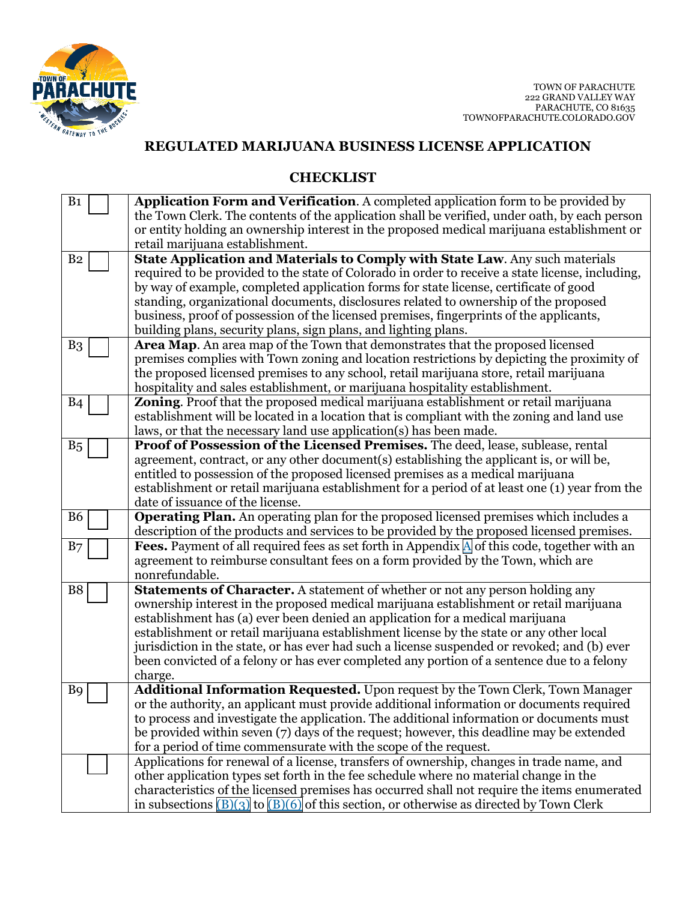TOWN OF PARACHUTE
222 GRAND VALLEY WAY
PARACHUTE, CO 81635
TOWNOFPARACHUTE.COLORADO.GOV

## REGULATED MARIJUANA BUSINESS LICENSE APPLICATION

## CHECKLIST

| | |
|---|---|
| B1 ☐ | **Application Form and Verification**. A completed application form to be provided by the Town Clerk. The contents of the application shall be verified, under oath, by each person or entity holding an ownership interest in the proposed medical marijuana establishment or retail marijuana establishment. |
| B2 ☐ | **State Application and Materials to Comply with State Law**. Any such materials required to be provided to the state of Colorado in order to receive a state license, including, by way of example, completed application forms for state license, certificate of good standing, organizational documents, disclosures related to ownership of the proposed business, proof of possession of the licensed premises, fingerprints of the applicants, building plans, security plans, sign plans, and lighting plans. |
| B3 ☐ | **Area Map**. An area map of the Town that demonstrates that the proposed licensed premises complies with Town zoning and location restrictions by depicting the proximity of the proposed licensed premises to any school, retail marijuana store, retail marijuana hospitality and sales establishment, or marijuana hospitality establishment. |
| B4 ☐ | **Zoning**. Proof that the proposed medical marijuana establishment or retail marijuana establishment will be located in a location that is compliant with the zoning and land use laws, or that the necessary land use application(s) has been made. |
| B5 ☐ | **Proof of Possession of the Licensed Premises.** The deed, lease, sublease, rental agreement, contract, or any other document(s) establishing the applicant is, or will be, entitled to possession of the proposed licensed premises as a medical marijuana establishment or retail marijuana establishment for a period of at least one (1) year from the date of issuance of the license. |
| B6 ☐ | **Operating Plan.** An operating plan for the proposed licensed premises which includes a description of the products and services to be provided by the proposed licensed premises. |
| B7 ☐ | **Fees.** Payment of all required fees as set forth in Appendix A of this code, together with an agreement to reimburse consultant fees on a form provided by the Town, which are nonrefundable. |
| B8 ☐ | **Statements of Character.** A statement of whether or not any person holding any ownership interest in the proposed medical marijuana establishment or retail marijuana establishment has (a) ever been denied an application for a medical marijuana establishment or retail marijuana establishment license by the state or any other local jurisdiction in the state, or has ever had such a license suspended or revoked; and (b) ever been convicted of a felony or has ever completed any portion of a sentence due to a felony charge. |
| B9 ☐ | **Additional Information Requested.** Upon request by the Town Clerk, Town Manager or the authority, an applicant must provide additional information or documents required to process and investigate the application. The additional information or documents must be provided within seven (7) days of the request; however, this deadline may be extended for a period of time commensurate with the scope of the request. |
| ☐ | Applications for renewal of a license, transfers of ownership, changes in trade name, and other application types set forth in the fee schedule where no material change in the characteristics of the licensed premises has occurred shall not require the items enumerated in subsections (B)(3) to (B)(6) of this section, or otherwise as directed by Town Clerk |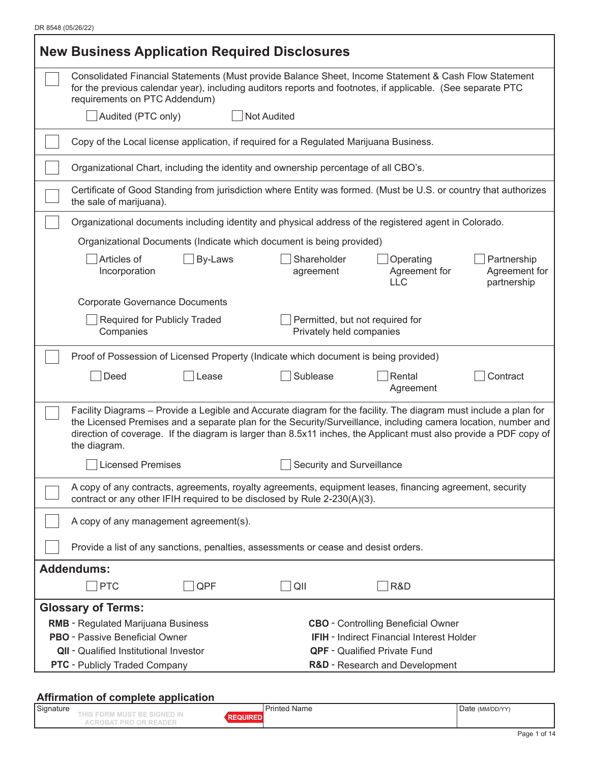DR 8548 (05/26/22)

## New Business Application Required Disclosures

- ☐ Consolidated Financial Statements (Must provide Balance Sheet, Income Statement & Cash Flow Statement for the previous calendar year), including auditors reports and footnotes, if applicable. (See separate PTC requirements on PTC Addendum)
  - ☐ Audited (PTC only) ☐ Not Audited
- ☐ Copy of the Local license application, if required for a Regulated Marijuana Business.
- ☐ Organizational Chart, including the identity and ownership percentage of all CBO's.
- ☐ Certificate of Good Standing from jurisdiction where Entity was formed. (Must be U.S. or country that authorizes the sale of marijuana).
- ☐ Organizational documents including identity and physical address of the registered agent in Colorado.
  - Organizational Documents (Indicate which document is being provided)
    - ☐ Articles of Incorporation ☐ By-Laws ☐ Shareholder agreement ☐ Operating Agreement for LLC ☐ Partnership Agreement for partnership
  - Corporate Governance Documents
    - ☐ Required for Publicly Traded Companies ☐ Permitted, but not required for Privately held companies
- ☐ Proof of Possession of Licensed Property (Indicate which document is being provided)
  - ☐ Deed ☐ Lease ☐ Sublease ☐ Rental Agreement ☐ Contract
- ☐ Facility Diagrams – Provide a Legible and Accurate diagram for the facility. The diagram must include a plan for the Licensed Premises and a separate plan for the Security/Surveillance, including camera location, number and direction of coverage. If the diagram is larger than 8.5x11 inches, the Applicant must also provide a PDF copy of the diagram.
  - ☐ Licensed Premises ☐ Security and Surveillance
- ☐ A copy of any contracts, agreements, royalty agreements, equipment leases, financing agreement, security contract or any other IFIH required to be disclosed by Rule 2-230(A)(3).
- ☐ A copy of any management agreement(s).
- ☐ Provide a list of any sanctions, penalties, assessments or cease and desist orders.

### Addendums:

☐ PTC ☐ QPF ☐ QII ☐ R&D

### Glossary of Terms:

| | |
|---|---|
| **RMB** - Regulated Marijuana Business | **CBO** - Controlling Beneficial Owner |
| **PBO** - Passive Beneficial Owner | **IFIH** - Indirect Financial Interest Holder |
| **QII** - Qualified Institutional Investor | **QPF** - Qualified Private Fund |
| **PTC** - Publicly Traded Company | **R&D** - Research and Development |

### Affirmation of complete application

| Signature (THIS FORM MUST BE SIGNED IN ACROBAT PRO OR READER) REQUIRED | Printed Name | Date (MM/DD/YY) |
|---|---|---|
| | | |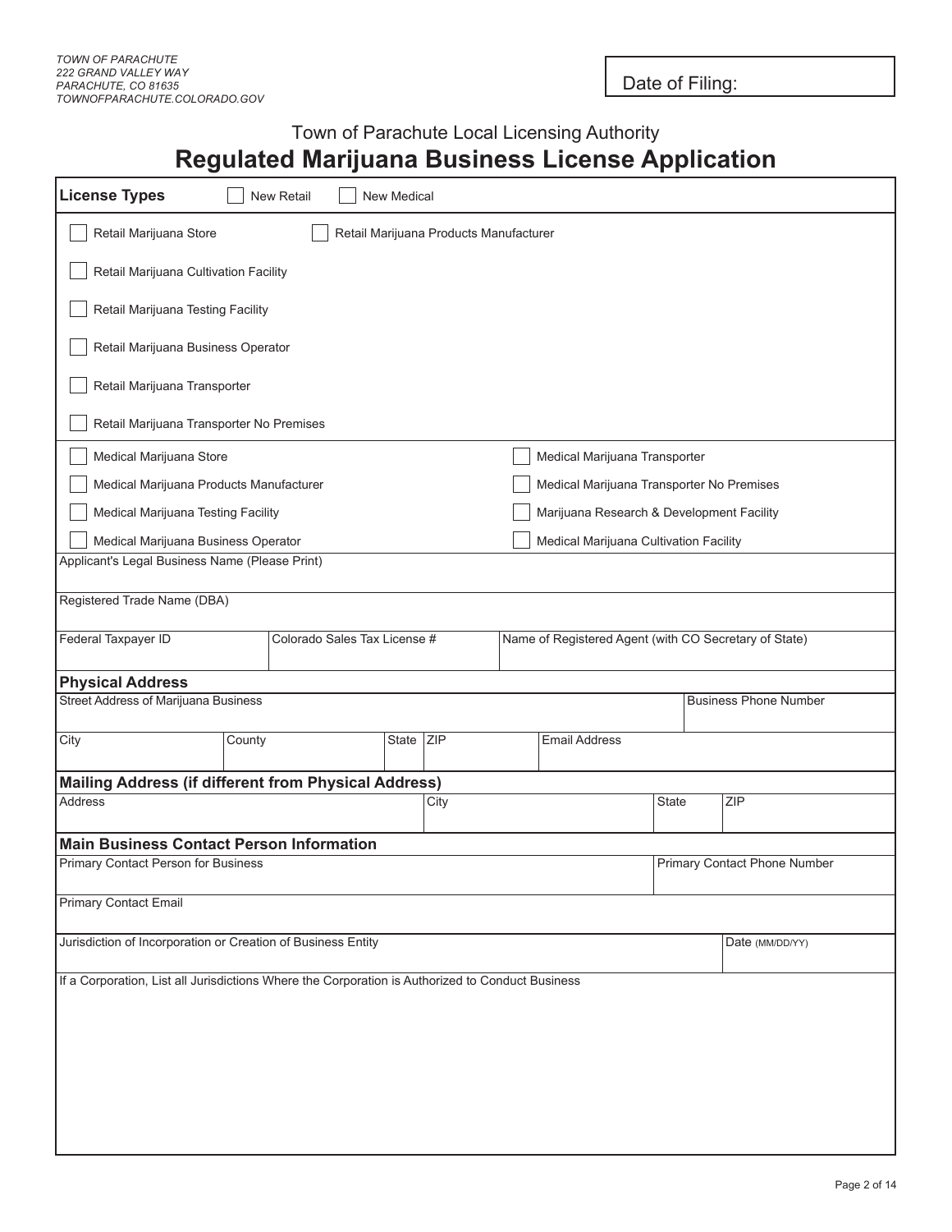TOWN OF PARACHUTE
222 GRAND VALLEY WAY
PARACHUTE, CO 81635
TOWNOFPARACHUTE.COLORADO.GOV

Date of Filing:

Town of Parachute Local Licensing Authority

# Regulated Marijuana Business License Application

**License Types** ☐ New Retail ☐ New Medical

☐ Retail Marijuana Store ☐ Retail Marijuana Products Manufacturer

☐ Retail Marijuana Cultivation Facility

☐ Retail Marijuana Testing Facility

☐ Retail Marijuana Business Operator

☐ Retail Marijuana Transporter

☐ Retail Marijuana Transporter No Premises

☐ Medical Marijuana Store ☐ Medical Marijuana Transporter

☐ Medical Marijuana Products Manufacturer ☐ Medical Marijuana Transporter No Premises

☐ Medical Marijuana Testing Facility ☐ Marijuana Research & Development Facility

☐ Medical Marijuana Business Operator ☐ Medical Marijuana Cultivation Facility

| Applicant's Legal Business Name (Please Print) | | |
|---|---|---|
| | | |
| Registered Trade Name (DBA) | | |
| | | |
| Federal Taxpayer ID | Colorado Sales Tax License # | Name of Registered Agent (with CO Secretary of State) |
| | | |

**Physical Address**

| Street Address of Marijuana Business | | | | | Business Phone Number |
|---|---|---|---|---|---|
| | | | | | |
| City | County | State | ZIP | Email Address | |
| | | | | | |

**Mailing Address (if different from Physical Address)**

| Address | City | State | ZIP |
|---|---|---|---|
| | | | |

**Main Business Contact Person Information**

| Primary Contact Person for Business | Primary Contact Phone Number |
|---|---|
| | |
| Primary Contact Email | |
| | |
| Jurisdiction of Incorporation or Creation of Business Entity | Date (MM/DD/YY) |
| | |

If a Corporation, List all Jurisdictions Where the Corporation is Authorized to Conduct Business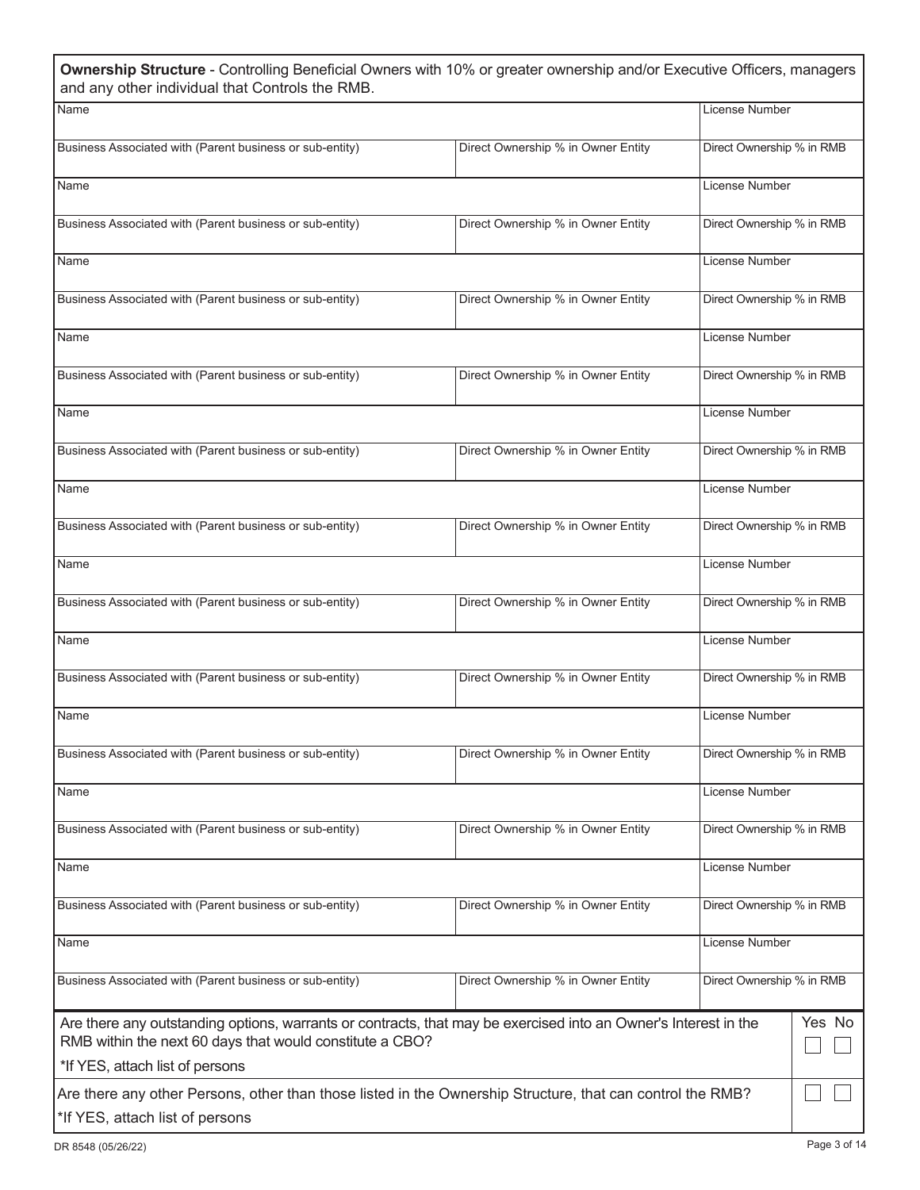**Ownership Structure** - Controlling Beneficial Owners with 10% or greater ownership and/or Executive Officers, managers and any other individual that Controls the RMB.

| Name | | License Number |
|---|---|---|
| Business Associated with (Parent business or sub-entity) | Direct Ownership % in Owner Entity | Direct Ownership % in RMB |
| Name | | License Number |
| Business Associated with (Parent business or sub-entity) | Direct Ownership % in Owner Entity | Direct Ownership % in RMB |
| Name | | License Number |
| Business Associated with (Parent business or sub-entity) | Direct Ownership % in Owner Entity | Direct Ownership % in RMB |
| Name | | License Number |
| Business Associated with (Parent business or sub-entity) | Direct Ownership % in Owner Entity | Direct Ownership % in RMB |
| Name | | License Number |
| Business Associated with (Parent business or sub-entity) | Direct Ownership % in Owner Entity | Direct Ownership % in RMB |
| Name | | License Number |
| Business Associated with (Parent business or sub-entity) | Direct Ownership % in Owner Entity | Direct Ownership % in RMB |
| Name | | License Number |
| Business Associated with (Parent business or sub-entity) | Direct Ownership % in Owner Entity | Direct Ownership % in RMB |
| Name | | License Number |
| Business Associated with (Parent business or sub-entity) | Direct Ownership % in Owner Entity | Direct Ownership % in RMB |
| Name | | License Number |
| Business Associated with (Parent business or sub-entity) | Direct Ownership % in Owner Entity | Direct Ownership % in RMB |
| Name | | License Number |
| Business Associated with (Parent business or sub-entity) | Direct Ownership % in Owner Entity | Direct Ownership % in RMB |
| Name | | License Number |
| Business Associated with (Parent business or sub-entity) | Direct Ownership % in Owner Entity | Direct Ownership % in RMB |

| Question | Yes | No |
|---|---|---|
| Are there any outstanding options, warrants or contracts, that may be exercised into an Owner's Interest in the RMB within the next 60 days that would constitute a CBO?<br>*If YES, attach list of persons | ☐ | ☐ |
| Are there any other Persons, other than those listed in the Ownership Structure, that can control the RMB?<br>*If YES, attach list of persons | ☐ | ☐ |

DR 8548 (05/26/22)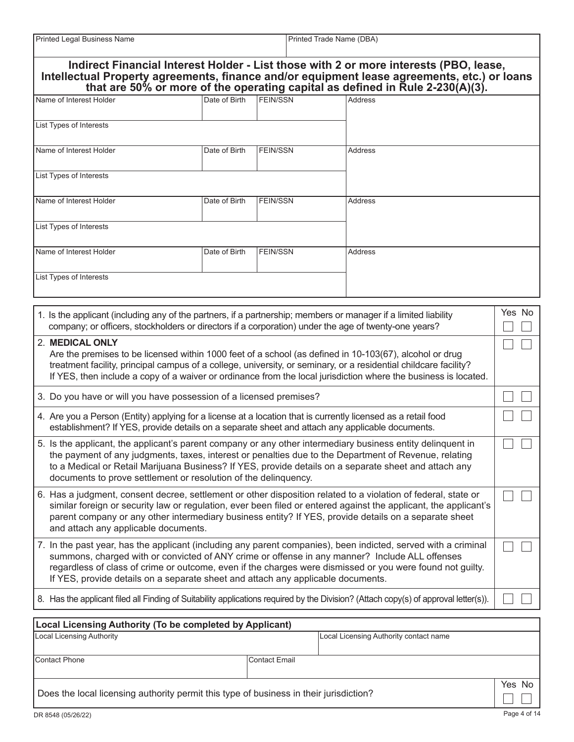| Printed Legal Business Name | Printed Trade Name (DBA) |
| --- | --- |
| | |

## Indirect Financial Interest Holder - List those with 2 or more interests (PBO, lease, Intellectual Property agreements, finance and/or equipment lease agreements, etc.) or loans that are 50% or more of the operating capital as defined in Rule 2-230(A)(3).

| Name of Interest Holder | Date of Birth | FEIN/SSN | Address |
| --- | --- | --- | --- |
| List Types of Interests | | | |
| Name of Interest Holder | Date of Birth | FEIN/SSN | Address |
| List Types of Interests | | | |
| Name of Interest Holder | Date of Birth | FEIN/SSN | Address |
| List Types of Interests | | | |
| Name of Interest Holder | Date of Birth | FEIN/SSN | Address |
| List Types of Interests | | | |

| Question | Yes | No |
| --- | --- | --- |
| 1. Is the applicant (including any of the partners, if a partnership; members or manager if a limited liability company; or officers, stockholders or directors if a corporation) under the age of twenty-one years? | ☐ | ☐ |
| 2. **MEDICAL ONLY** Are the premises to be licensed within 1000 feet of a school (as defined in 10-103(67), alcohol or drug treatment facility, principal campus of a college, university, or seminary, or a residential childcare facility? If YES, then include a copy of a waiver or ordinance from the local jurisdiction where the business is located. | ☐ | ☐ |
| 3. Do you have or will you have possession of a licensed premises? | ☐ | ☐ |
| 4. Are you a Person (Entity) applying for a license at a location that is currently licensed as a retail food establishment? If YES, provide details on a separate sheet and attach any applicable documents. | ☐ | ☐ |
| 5. Is the applicant, the applicant's parent company or any other intermediary business entity delinquent in the payment of any judgments, taxes, interest or penalties due to the Department of Revenue, relating to a Medical or Retail Marijuana Business? If YES, provide details on a separate sheet and attach any documents to prove settlement or resolution of the delinquency. | ☐ | ☐ |
| 6. Has a judgment, consent decree, settlement or other disposition related to a violation of federal, state or similar foreign or security law or regulation, ever been filed or entered against the applicant, the applicant's parent company or any other intermediary business entity? If YES, provide details on a separate sheet and attach any applicable documents. | ☐ | ☐ |
| 7. In the past year, has the applicant (including any parent companies), been indicted, served with a criminal summons, charged with or convicted of ANY crime or offense in any manner? Include ALL offenses regardless of class of crime or outcome, even if the charges were dismissed or you were found not guilty. If YES, provide details on a separate sheet and attach any applicable documents. | ☐ | ☐ |
| 8. Has the applicant filed all Finding of Suitability applications required by the Division? (Attach copy(s) of approval letter(s)). | ☐ | ☐ |

## Local Licensing Authority (To be completed by Applicant)

| Local Licensing Authority | Local Licensing Authority contact name |
| --- | --- |
| Contact Phone | Contact Email |

| Question | Yes | No |
| --- | --- | --- |
| Does the local licensing authority permit this type of business in their jurisdiction? | ☐ | ☐ |

DR 8548 (05/26/22)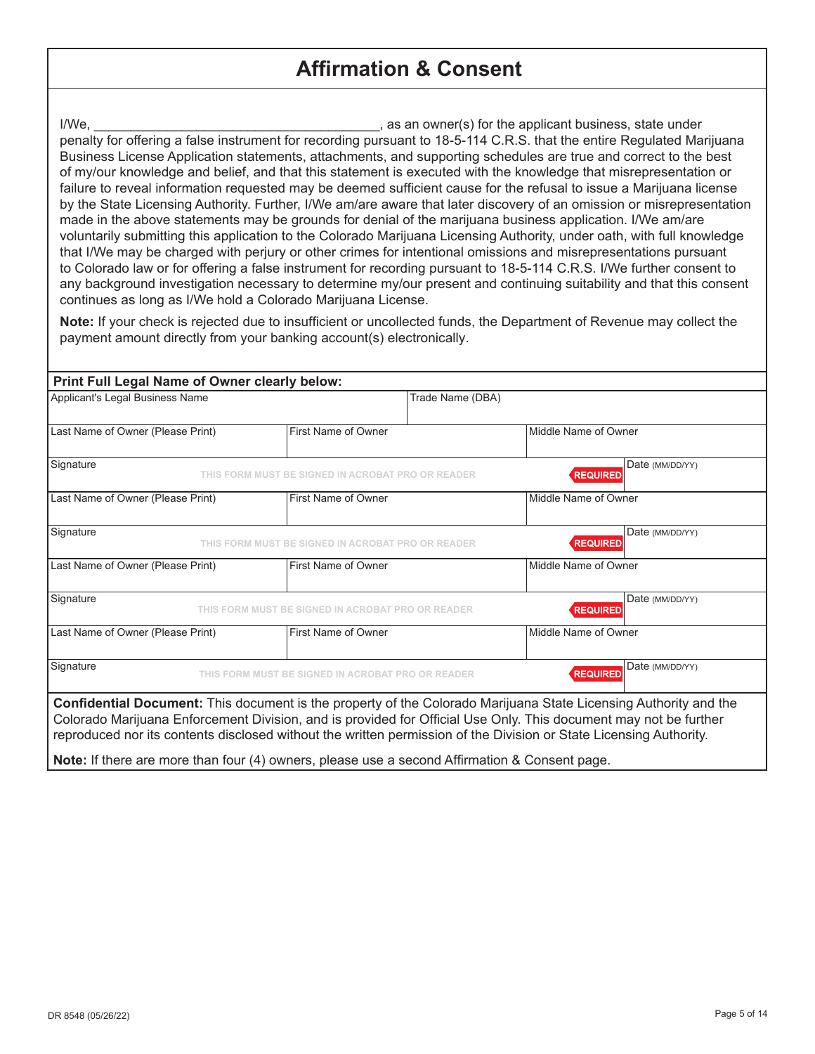# Affirmation & Consent

I/We, ________________________________________, as an owner(s) for the applicant business, state under penalty for offering a false instrument for recording pursuant to 18-5-114 C.R.S. that the entire Regulated Marijuana Business License Application statements, attachments, and supporting schedules are true and correct to the best of my/our knowledge and belief, and that this statement is executed with the knowledge that misrepresentation or failure to reveal information requested may be deemed sufficient cause for the refusal to issue a Marijuana license by the State Licensing Authority. Further, I/We am/are aware that later discovery of an omission or misrepresentation made in the above statements may be grounds for denial of the marijuana business application. I/We am/are voluntarily submitting this application to the Colorado Marijuana Licensing Authority, under oath, with full knowledge that I/We may be charged with perjury or other crimes for intentional omissions and misrepresentations pursuant to Colorado law or for offering a false instrument for recording pursuant to 18-5-114 C.R.S. I/We further consent to any background investigation necessary to determine my/our present and continuing suitability and that this consent continues as long as I/We hold a Colorado Marijuana License.

**Note:** If your check is rejected due to insufficient or uncollected funds, the Department of Revenue may collect the payment amount directly from your banking account(s) electronically.

**Print Full Legal Name of Owner clearly below:**

| Applicant's Legal Business Name | | Trade Name (DBA) | |
|---|---|---|---|
| Last Name of Owner (Please Print) | First Name of Owner | Middle Name of Owner | |
| Signature — THIS FORM MUST BE SIGNED IN ACROBAT PRO OR READER | | REQUIRED | Date (MM/DD/YY) |
| Last Name of Owner (Please Print) | First Name of Owner | Middle Name of Owner | |
| Signature — THIS FORM MUST BE SIGNED IN ACROBAT PRO OR READER | | REQUIRED | Date (MM/DD/YY) |
| Last Name of Owner (Please Print) | First Name of Owner | Middle Name of Owner | |
| Signature — THIS FORM MUST BE SIGNED IN ACROBAT PRO OR READER | | REQUIRED | Date (MM/DD/YY) |
| Last Name of Owner (Please Print) | First Name of Owner | Middle Name of Owner | |
| Signature — THIS FORM MUST BE SIGNED IN ACROBAT PRO OR READER | | REQUIRED | Date (MM/DD/YY) |

**Confidential Document:** This document is the property of the Colorado Marijuana State Licensing Authority and the Colorado Marijuana Enforcement Division, and is provided for Official Use Only. This document may not be further reproduced nor its contents disclosed without the written permission of the Division or State Licensing Authority.

**Note:** If there are more than four (4) owners, please use a second Affirmation & Consent page.

DR 8548 (05/26/22)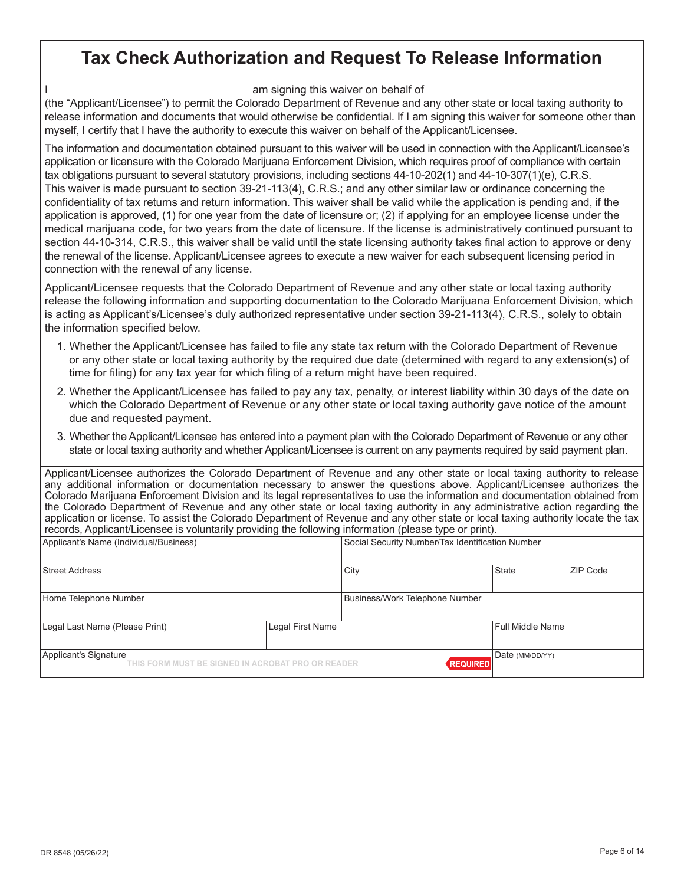# Tax Check Authorization and Request To Release Information

I ______________________________ am signing this waiver on behalf of ______________________________ (the "Applicant/Licensee") to permit the Colorado Department of Revenue and any other state or local taxing authority to release information and documents that would otherwise be confidential. If I am signing this waiver for someone other than myself, I certify that I have the authority to execute this waiver on behalf of the Applicant/Licensee.

The information and documentation obtained pursuant to this waiver will be used in connection with the Applicant/Licensee's application or licensure with the Colorado Marijuana Enforcement Division, which requires proof of compliance with certain tax obligations pursuant to several statutory provisions, including sections 44-10-202(1) and 44-10-307(1)(e), C.R.S. This waiver is made pursuant to section 39-21-113(4), C.R.S.; and any other similar law or ordinance concerning the confidentiality of tax returns and return information. This waiver shall be valid while the application is pending and, if the application is approved, (1) for one year from the date of licensure or; (2) if applying for an employee license under the medical marijuana code, for two years from the date of licensure. If the license is administratively continued pursuant to section 44-10-314, C.R.S., this waiver shall be valid until the state licensing authority takes final action to approve or deny the renewal of the license. Applicant/Licensee agrees to execute a new waiver for each subsequent licensing period in connection with the renewal of any license.

Applicant/Licensee requests that the Colorado Department of Revenue and any other state or local taxing authority release the following information and supporting documentation to the Colorado Marijuana Enforcement Division, which is acting as Applicant's/Licensee's duly authorized representative under section 39-21-113(4), C.R.S., solely to obtain the information specified below.

1. Whether the Applicant/Licensee has failed to file any state tax return with the Colorado Department of Revenue or any other state or local taxing authority by the required due date (determined with regard to any extension(s) of time for filing) for any tax year for which filing of a return might have been required.
2. Whether the Applicant/Licensee has failed to pay any tax, penalty, or interest liability within 30 days of the date on which the Colorado Department of Revenue or any other state or local taxing authority gave notice of the amount due and requested payment.
3. Whether the Applicant/Licensee has entered into a payment plan with the Colorado Department of Revenue or any other state or local taxing authority and whether Applicant/Licensee is current on any payments required by said payment plan.

Applicant/Licensee authorizes the Colorado Department of Revenue and any other state or local taxing authority to release any additional information or documentation necessary to answer the questions above. Applicant/Licensee authorizes the Colorado Marijuana Enforcement Division and its legal representatives to use the information and documentation obtained from the Colorado Department of Revenue and any other state or local taxing authority in any administrative action regarding the application or license. To assist the Colorado Department of Revenue and any other state or local taxing authority locate the tax records, Applicant/Licensee is voluntarily providing the following information (please type or print).

| Applicant's Name (Individual/Business) | | Social Security Number/Tax Identification Number | | |
|---|---|---|---|---|
| Street Address | | City | State | ZIP Code |
| Home Telephone Number | | Business/Work Telephone Number | | |
| Legal Last Name (Please Print) | Legal First Name | | Full Middle Name | |
| Applicant's Signature THIS FORM MUST BE SIGNED IN ACROBAT PRO OR READER REQUIRED | | | Date (MM/DD/YY) | |

DR 8548 (05/26/22)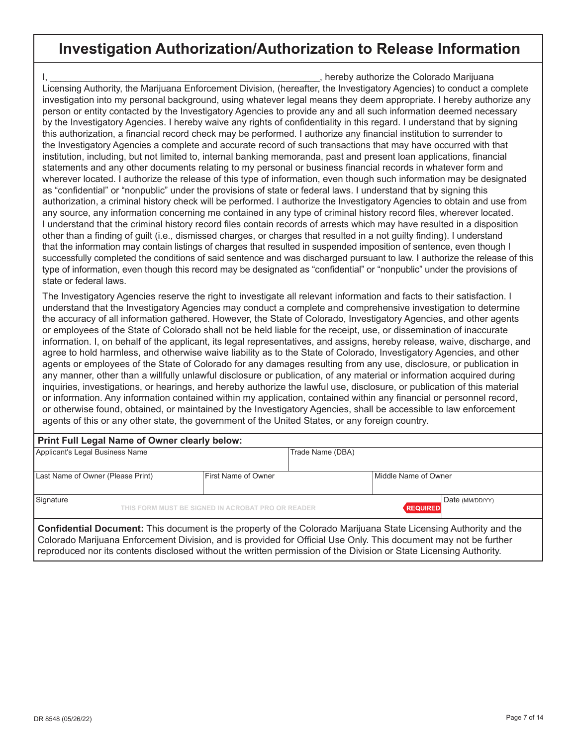# Investigation Authorization/Authorization to Release Information

I, ______________________________________________________, hereby authorize the Colorado Marijuana Licensing Authority, the Marijuana Enforcement Division, (hereafter, the Investigatory Agencies) to conduct a complete investigation into my personal background, using whatever legal means they deem appropriate. I hereby authorize any person or entity contacted by the Investigatory Agencies to provide any and all such information deemed necessary by the Investigatory Agencies. I hereby waive any rights of confidentiality in this regard. I understand that by signing this authorization, a financial record check may be performed. I authorize any financial institution to surrender to the Investigatory Agencies a complete and accurate record of such transactions that may have occurred with that institution, including, but not limited to, internal banking memoranda, past and present loan applications, financial statements and any other documents relating to my personal or business financial records in whatever form and wherever located. I authorize the release of this type of information, even though such information may be designated as "confidential" or "nonpublic" under the provisions of state or federal laws. I understand that by signing this authorization, a criminal history check will be performed. I authorize the Investigatory Agencies to obtain and use from any source, any information concerning me contained in any type of criminal history record files, wherever located. I understand that the criminal history record files contain records of arrests which may have resulted in a disposition other than a finding of guilt (i.e., dismissed charges, or charges that resulted in a not guilty finding). I understand that the information may contain listings of charges that resulted in suspended imposition of sentence, even though I successfully completed the conditions of said sentence and was discharged pursuant to law. I authorize the release of this type of information, even though this record may be designated as "confidential" or "nonpublic" under the provisions of state or federal laws.

The Investigatory Agencies reserve the right to investigate all relevant information and facts to their satisfaction. I understand that the Investigatory Agencies may conduct a complete and comprehensive investigation to determine the accuracy of all information gathered. However, the State of Colorado, Investigatory Agencies, and other agents or employees of the State of Colorado shall not be held liable for the receipt, use, or dissemination of inaccurate information. I, on behalf of the applicant, its legal representatives, and assigns, hereby release, waive, discharge, and agree to hold harmless, and otherwise waive liability as to the State of Colorado, Investigatory Agencies, and other agents or employees of the State of Colorado for any damages resulting from any use, disclosure, or publication in any manner, other than a willfully unlawful disclosure or publication, of any material or information acquired during inquiries, investigations, or hearings, and hereby authorize the lawful use, disclosure, or publication of this material or information. Any information contained within my application, contained within any financial or personnel record, or otherwise found, obtained, or maintained by the Investigatory Agencies, shall be accessible to law enforcement agents of this or any other state, the government of the United States, or any foreign country.

**Print Full Legal Name of Owner clearly below:**

| Applicant's Legal Business Name | | Trade Name (DBA) | |
|---|---|---|---|
| | | | |

| Last Name of Owner (Please Print) | First Name of Owner | Middle Name of Owner |
|---|---|---|
| | | |

| Signature | Date (MM/DD/YY) |
|---|---|
| THIS FORM MUST BE SIGNED IN ACROBAT PRO OR READER — REQUIRED | |

**Confidential Document:** This document is the property of the Colorado Marijuana State Licensing Authority and the Colorado Marijuana Enforcement Division, and is provided for Official Use Only. This document may not be further reproduced nor its contents disclosed without the written permission of the Division or State Licensing Authority.

DR 8548 (05/26/22)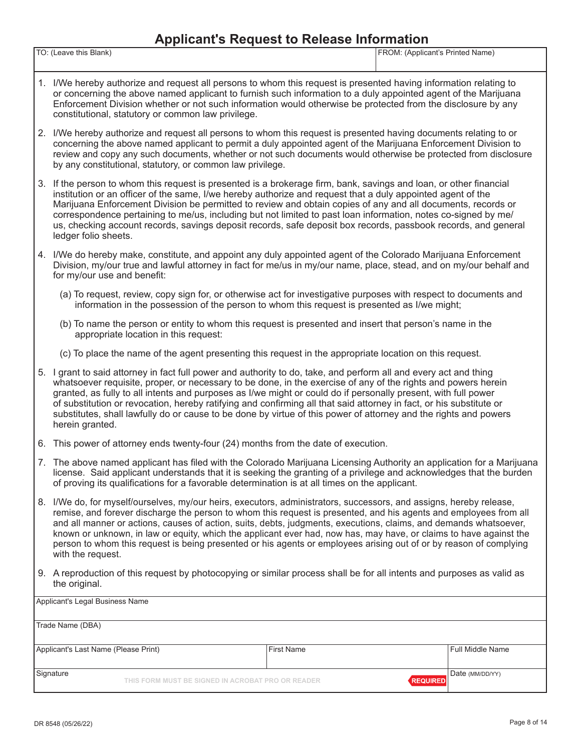# Applicant's Request to Release Information

| TO: (Leave this Blank) | FROM: (Applicant's Printed Name) |
| --- | --- |
| | |

1. I/We hereby authorize and request all persons to whom this request is presented having information relating to or concerning the above named applicant to furnish such information to a duly appointed agent of the Marijuana Enforcement Division whether or not such information would otherwise be protected from the disclosure by any constitutional, statutory or common law privilege.

2. I/We hereby authorize and request all persons to whom this request is presented having documents relating to or concerning the above named applicant to permit a duly appointed agent of the Marijuana Enforcement Division to review and copy any such documents, whether or not such documents would otherwise be protected from disclosure by any constitutional, statutory, or common law privilege.

3. If the person to whom this request is presented is a brokerage firm, bank, savings and loan, or other financial institution or an officer of the same, I/we hereby authorize and request that a duly appointed agent of the Marijuana Enforcement Division be permitted to review and obtain copies of any and all documents, records or correspondence pertaining to me/us, including but not limited to past loan information, notes co-signed by me/us, checking account records, savings deposit records, safe deposit box records, passbook records, and general ledger folio sheets.

4. I/We do hereby make, constitute, and appoint any duly appointed agent of the Colorado Marijuana Enforcement Division, my/our true and lawful attorney in fact for me/us in my/our name, place, stead, and on my/our behalf and for my/our use and benefit:

   (a) To request, review, copy sign for, or otherwise act for investigative purposes with respect to documents and information in the possession of the person to whom this request is presented as I/we might;

   (b) To name the person or entity to whom this request is presented and insert that person's name in the appropriate location in this request:

   (c) To place the name of the agent presenting this request in the appropriate location on this request.

5. I grant to said attorney in fact full power and authority to do, take, and perform all and every act and thing whatsoever requisite, proper, or necessary to be done, in the exercise of any of the rights and powers herein granted, as fully to all intents and purposes as I/we might or could do if personally present, with full power of substitution or revocation, hereby ratifying and confirming all that said attorney in fact, or his substitute or substitutes, shall lawfully do or cause to be done by virtue of this power of attorney and the rights and powers herein granted.

6. This power of attorney ends twenty-four (24) months from the date of execution.

7. The above named applicant has filed with the Colorado Marijuana Licensing Authority an application for a Marijuana license. Said applicant understands that it is seeking the granting of a privilege and acknowledges that the burden of proving its qualifications for a favorable determination is at all times on the applicant.

8. I/We do, for myself/ourselves, my/our heirs, executors, administrators, successors, and assigns, hereby release, remise, and forever discharge the person to whom this request is presented, and his agents and employees from all and all manner or actions, causes of action, suits, debts, judgments, executions, claims, and demands whatsoever, known or unknown, in law or equity, which the applicant ever had, now has, may have, or claims to have against the person to whom this request is being presented or his agents or employees arising out of or by reason of complying with the request.

9. A reproduction of this request by photocopying or similar process shall be for all intents and purposes as valid as the original.

| Applicant's Legal Business Name | | |
| --- | --- | --- |
| Trade Name (DBA) | | |
| Applicant's Last Name (Please Print) | First Name | Full Middle Name |
| Signature — THIS FORM MUST BE SIGNED IN ACROBAT PRO OR READER — REQUIRED | | Date (MM/DD/YY) |

DR 8548 (05/26/22)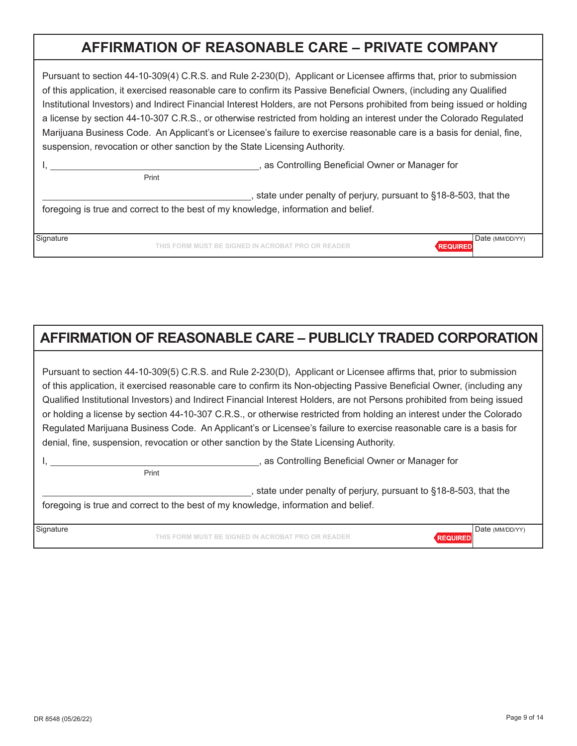## AFFIRMATION OF REASONABLE CARE – PRIVATE COMPANY

Pursuant to section 44-10-309(4) C.R.S. and Rule 2-230(D), Applicant or Licensee affirms that, prior to submission of this application, it exercised reasonable care to confirm its Passive Beneficial Owners, (including any Qualified Institutional Investors) and Indirect Financial Interest Holders, are not Persons prohibited from being issued or holding a license by section 44-10-307 C.R.S., or otherwise restricted from holding an interest under the Colorado Regulated Marijuana Business Code. An Applicant's or Licensee's failure to exercise reasonable care is a basis for denial, fine, suspension, revocation or other sanction by the State Licensing Authority.

I, \_\_\_\_\_\_\_\_\_\_\_\_\_\_\_\_\_\_\_\_\_\_\_\_\_\_\_\_\_\_\_\_\_\_\_\_\_\_\_\_, as Controlling Beneficial Owner or Manager for
Print

\_\_\_\_\_\_\_\_\_\_\_\_\_\_\_\_\_\_\_\_\_\_\_\_\_\_\_\_\_\_\_\_\_\_\_\_\_\_\_\_, state under penalty of perjury, pursuant to §18-8-503, that the foregoing is true and correct to the best of my knowledge, information and belief.

| Signature | Date (MM/DD/YY) |
|---|---|
| THIS FORM MUST BE SIGNED IN ACROBAT PRO OR READER REQUIRED | |

## AFFIRMATION OF REASONABLE CARE – PUBLICLY TRADED CORPORATION

Pursuant to section 44-10-309(5) C.R.S. and Rule 2-230(D), Applicant or Licensee affirms that, prior to submission of this application, it exercised reasonable care to confirm its Non-objecting Passive Beneficial Owner, (including any Qualified Institutional Investors) and Indirect Financial Interest Holders, are not Persons prohibited from being issued or holding a license by section 44-10-307 C.R.S., or otherwise restricted from holding an interest under the Colorado Regulated Marijuana Business Code. An Applicant's or Licensee's failure to exercise reasonable care is a basis for denial, fine, suspension, revocation or other sanction by the State Licensing Authority.

I, \_\_\_\_\_\_\_\_\_\_\_\_\_\_\_\_\_\_\_\_\_\_\_\_\_\_\_\_\_\_\_\_\_\_\_\_\_\_\_\_, as Controlling Beneficial Owner or Manager for
Print

\_\_\_\_\_\_\_\_\_\_\_\_\_\_\_\_\_\_\_\_\_\_\_\_\_\_\_\_\_\_\_\_\_\_\_\_\_\_\_\_, state under penalty of perjury, pursuant to §18-8-503, that the foregoing is true and correct to the best of my knowledge, information and belief.

| Signature | Date (MM/DD/YY) |
|---|---|
| THIS FORM MUST BE SIGNED IN ACROBAT PRO OR READER REQUIRED | |

DR 8548 (05/26/22)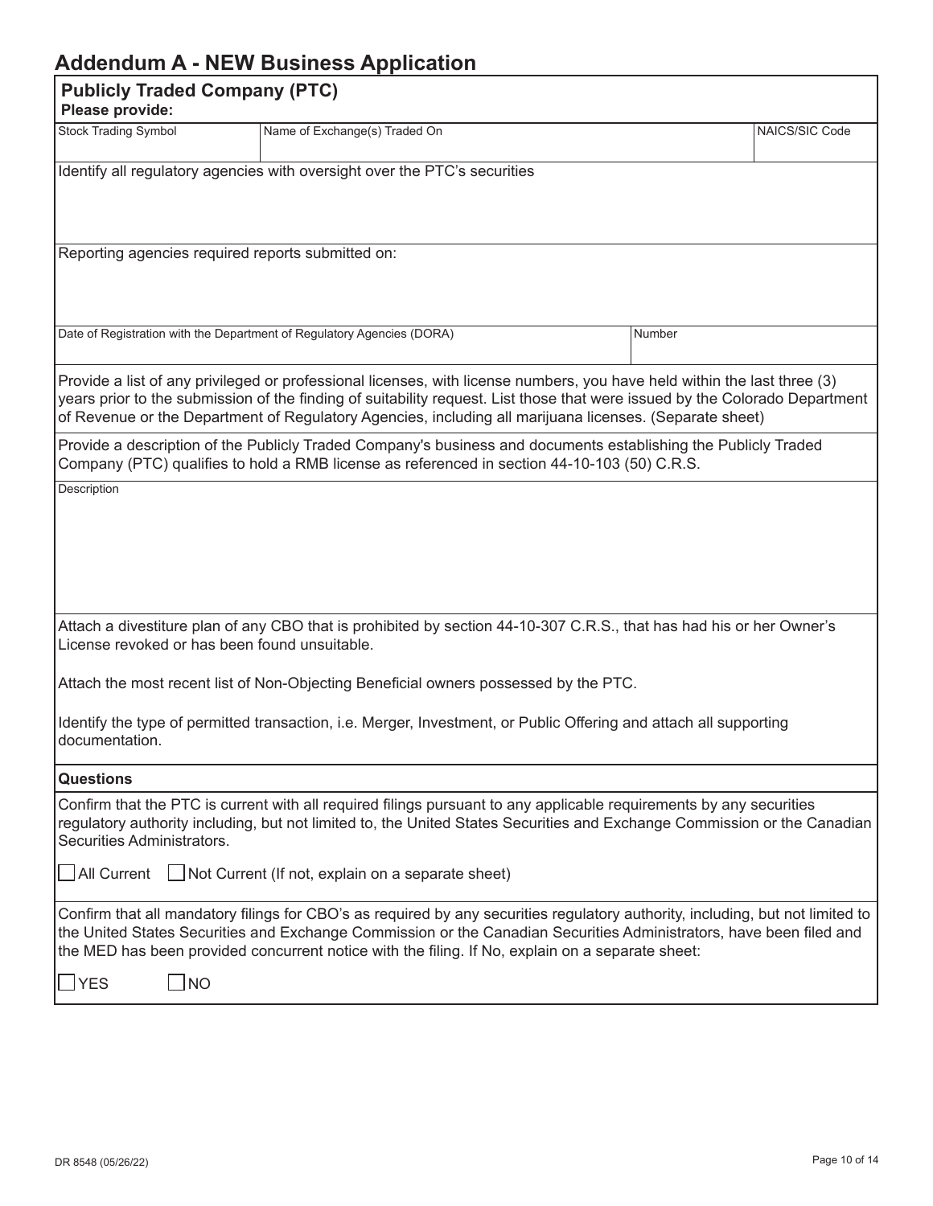# Addendum A - NEW Business Application

## Publicly Traded Company (PTC)

**Please provide:**

| Stock Trading Symbol | Name of Exchange(s) Traded On | NAICS/SIC Code |
|---|---|---|
| | | |

Identify all regulatory agencies with oversight over the PTC's securities

Reporting agencies required reports submitted on:

| Date of Registration with the Department of Regulatory Agencies (DORA) | Number |
|---|---|
| | |

Provide a list of any privileged or professional licenses, with license numbers, you have held within the last three (3) years prior to the submission of the finding of suitability request. List those that were issued by the Colorado Department of Revenue or the Department of Regulatory Agencies, including all marijuana licenses. (Separate sheet)

Provide a description of the Publicly Traded Company's business and documents establishing the Publicly Traded Company (PTC) qualifies to hold a RMB license as referenced in section 44-10-103 (50) C.R.S.

Description

Attach a divestiture plan of any CBO that is prohibited by section 44-10-307 C.R.S., that has had his or her Owner's License revoked or has been found unsuitable.

Attach the most recent list of Non-Objecting Beneficial owners possessed by the PTC.

Identify the type of permitted transaction, i.e. Merger, Investment, or Public Offering and attach all supporting documentation.

### Questions

Confirm that the PTC is current with all required filings pursuant to any applicable requirements by any securities regulatory authority including, but not limited to, the United States Securities and Exchange Commission or the Canadian Securities Administrators.

☐ All Current ☐ Not Current (If not, explain on a separate sheet)

Confirm that all mandatory filings for CBO's as required by any securities regulatory authority, including, but not limited to the United States Securities and Exchange Commission or the Canadian Securities Administrators, have been filed and the MED has been provided concurrent notice with the filing. If No, explain on a separate sheet:

☐ YES ☐ NO

DR 8548 (05/26/22)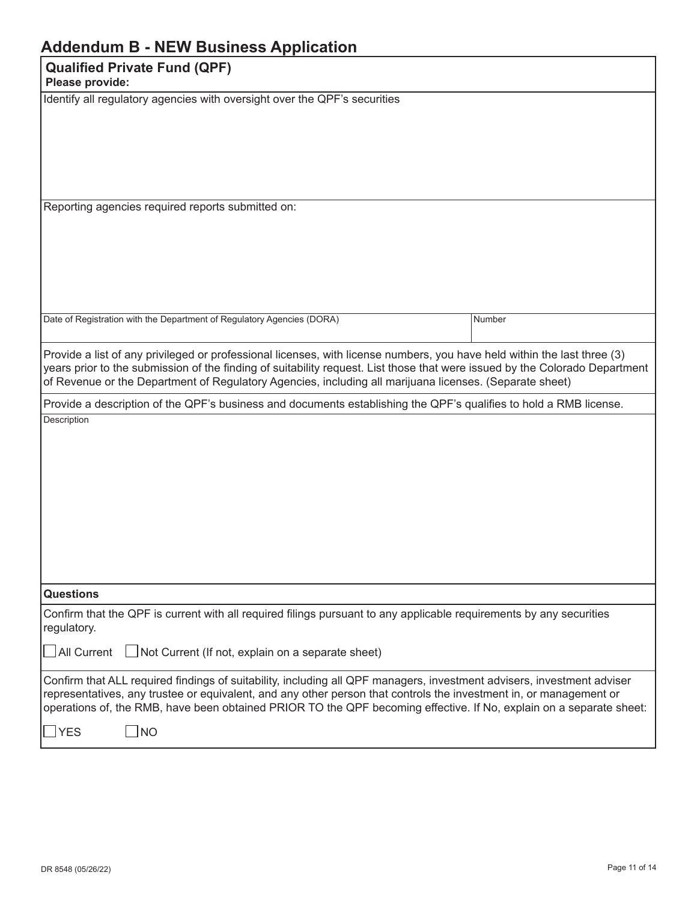# Addendum B - NEW Business Application

## Qualified Private Fund (QPF)

**Please provide:**

Identify all regulatory agencies with oversight over the QPF's securities

Reporting agencies required reports submitted on:

| Date of Registration with the Department of Regulatory Agencies (DORA) | Number |
|---|---|
| | |

Provide a list of any privileged or professional licenses, with license numbers, you have held within the last three (3) years prior to the submission of the finding of suitability request. List those that were issued by the Colorado Department of Revenue or the Department of Regulatory Agencies, including all marijuana licenses. (Separate sheet)

Provide a description of the QPF's business and documents establishing the QPF's qualifies to hold a RMB license.

Description

**Questions**

Confirm that the QPF is current with all required filings pursuant to any applicable requirements by any securities regulatory.

☐ All Current ☐ Not Current (If not, explain on a separate sheet)

Confirm that ALL required findings of suitability, including all QPF managers, investment advisers, investment adviser representatives, any trustee or equivalent, and any other person that controls the investment in, or management or operations of, the RMB, have been obtained PRIOR TO the QPF becoming effective. If No, explain on a separate sheet:

☐ YES ☐ NO

DR 8548 (05/26/22)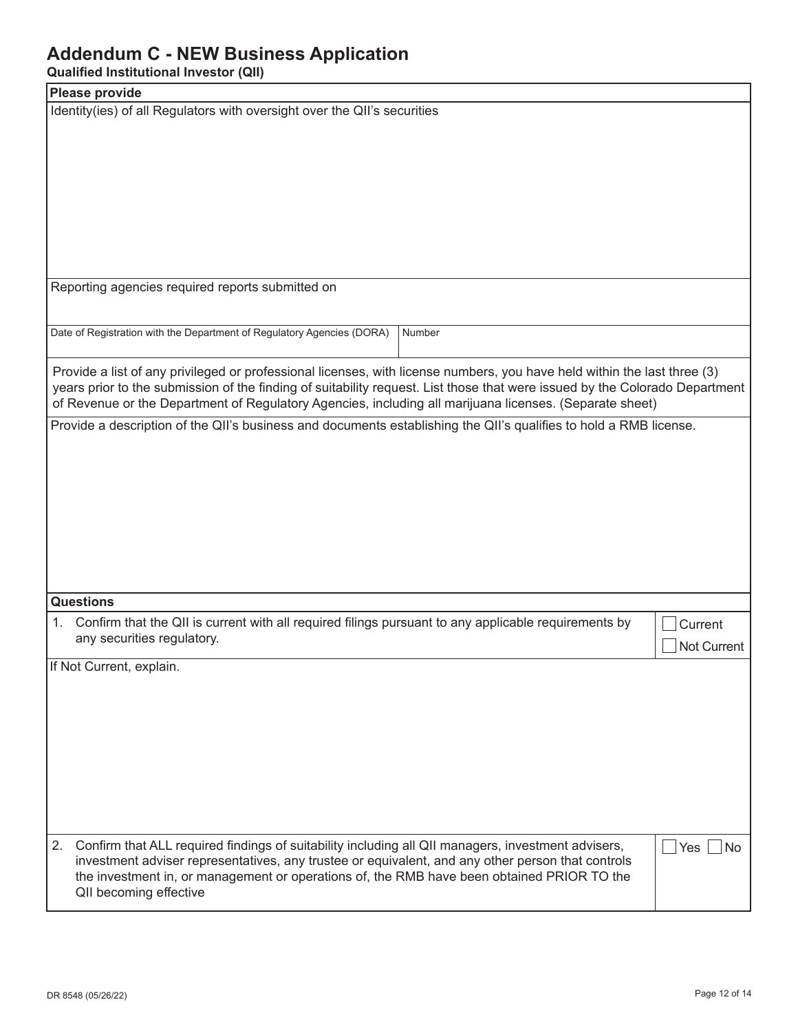# Addendum C - NEW Business Application

**Qualified Institutional Investor (QII)**

**Please provide**

Identity(ies) of all Regulators with oversight over the QII's securities

Reporting agencies required reports submitted on

| Date of Registration with the Department of Regulatory Agencies (DORA) | Number |
|---|---|
| | |

Provide a list of any privileged or professional licenses, with license numbers, you have held within the last three (3) years prior to the submission of the finding of suitability request. List those that were issued by the Colorado Department of Revenue or the Department of Regulatory Agencies, including all marijuana licenses. (Separate sheet)

Provide a description of the QII's business and documents establishing the QII's qualifies to hold a RMB license.

**Questions**

| Question | Response |
|---|---|
| 1. Confirm that the QII is current with all required filings pursuant to any applicable requirements by any securities regulatory. | ☐ Current ☐ Not Current |

If Not Current, explain.

| Question | Response |
|---|---|
| 2. Confirm that ALL required findings of suitability including all QII managers, investment advisers, investment adviser representatives, any trustee or equivalent, and any other person that controls the investment in, or management or operations of, the RMB have been obtained PRIOR TO the QII becoming effective | ☐ Yes ☐ No |

DR 8548 (05/26/22)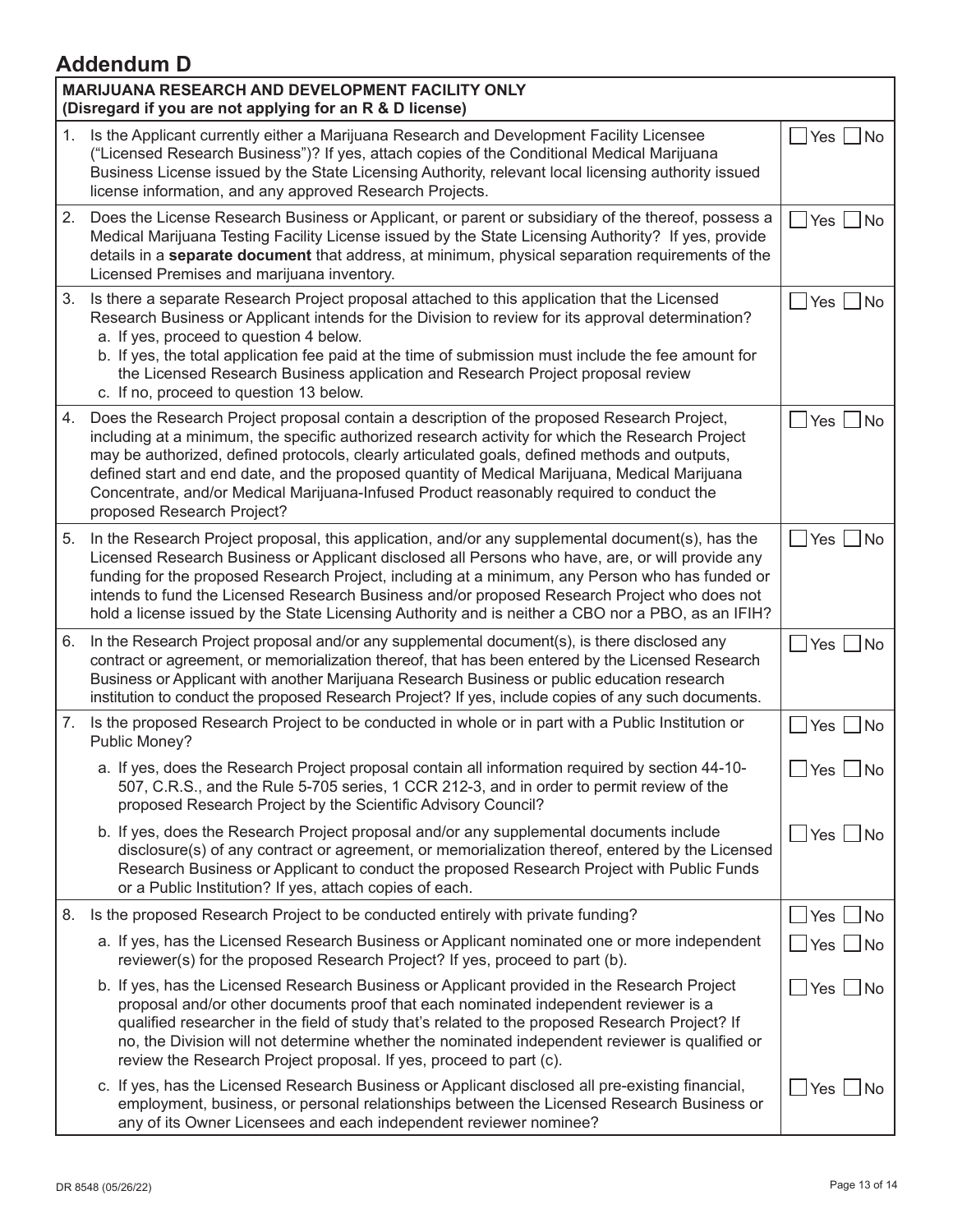# Addendum D

| MARIJUANA RESEARCH AND DEVELOPMENT FACILITY ONLY (Disregard if you are not applying for an R & D license) | |
|---|---|
| 1. Is the Applicant currently either a Marijuana Research and Development Facility Licensee ("Licensed Research Business")? If yes, attach copies of the Conditional Medical Marijuana Business License issued by the State Licensing Authority, relevant local licensing authority issued license information, and any approved Research Projects. | ☐ Yes ☐ No |
| 2. Does the License Research Business or Applicant, or parent or subsidiary of the thereof, possess a Medical Marijuana Testing Facility License issued by the State Licensing Authority? If yes, provide details in a **separate document** that address, at minimum, physical separation requirements of the Licensed Premises and marijuana inventory. | ☐ Yes ☐ No |
| 3. Is there a separate Research Project proposal attached to this application that the Licensed Research Business or Applicant intends for the Division to review for its approval determination?<br>a. If yes, proceed to question 4 below.<br>b. If yes, the total application fee paid at the time of submission must include the fee amount for the Licensed Research Business application and Research Project proposal review<br>c. If no, proceed to question 13 below. | ☐ Yes ☐ No |
| 4. Does the Research Project proposal contain a description of the proposed Research Project, including at a minimum, the specific authorized research activity for which the Research Project may be authorized, defined protocols, clearly articulated goals, defined methods and outputs, defined start and end date, and the proposed quantity of Medical Marijuana, Medical Marijuana Concentrate, and/or Medical Marijuana-Infused Product reasonably required to conduct the proposed Research Project? | ☐ Yes ☐ No |
| 5. In the Research Project proposal, this application, and/or any supplemental document(s), has the Licensed Research Business or Applicant disclosed all Persons who have, are, or will provide any funding for the proposed Research Project, including at a minimum, any Person who has funded or intends to fund the Licensed Research Business and/or proposed Research Project who does not hold a license issued by the State Licensing Authority and is neither a CBO nor a PBO, as an IFIH? | ☐ Yes ☐ No |
| 6. In the Research Project proposal and/or any supplemental document(s), is there disclosed any contract or agreement, or memorialization thereof, that has been entered by the Licensed Research Business or Applicant with another Marijuana Research Business or public education research institution to conduct the proposed Research Project? If yes, include copies of any such documents. | ☐ Yes ☐ No |
| 7. Is the proposed Research Project to be conducted in whole or in part with a Public Institution or Public Money? | ☐ Yes ☐ No |
| a. If yes, does the Research Project proposal contain all information required by section 44-10-507, C.R.S., and the Rule 5-705 series, 1 CCR 212-3, and in order to permit review of the proposed Research Project by the Scientific Advisory Council? | ☐ Yes ☐ No |
| b. If yes, does the Research Project proposal and/or any supplemental documents include disclosure(s) of any contract or agreement, or memorialization thereof, entered by the Licensed Research Business or Applicant to conduct the proposed Research Project with Public Funds or a Public Institution? If yes, attach copies of each. | ☐ Yes ☐ No |
| 8. Is the proposed Research Project to be conducted entirely with private funding? | ☐ Yes ☐ No |
| a. If yes, has the Licensed Research Business or Applicant nominated one or more independent reviewer(s) for the proposed Research Project? If yes, proceed to part (b). | ☐ Yes ☐ No |
| b. If yes, has the Licensed Research Business or Applicant provided in the Research Project proposal and/or other documents proof that each nominated independent reviewer is a qualified researcher in the field of study that's related to the proposed Research Project? If no, the Division will not determine whether the nominated independent reviewer is qualified or review the Research Project proposal. If yes, proceed to part (c). | ☐ Yes ☐ No |
| c. If yes, has the Licensed Research Business or Applicant disclosed all pre-existing financial, employment, business, or personal relationships between the Licensed Research Business or any of its Owner Licensees and each independent reviewer nominee? | ☐ Yes ☐ No |

DR 8548 (05/26/22)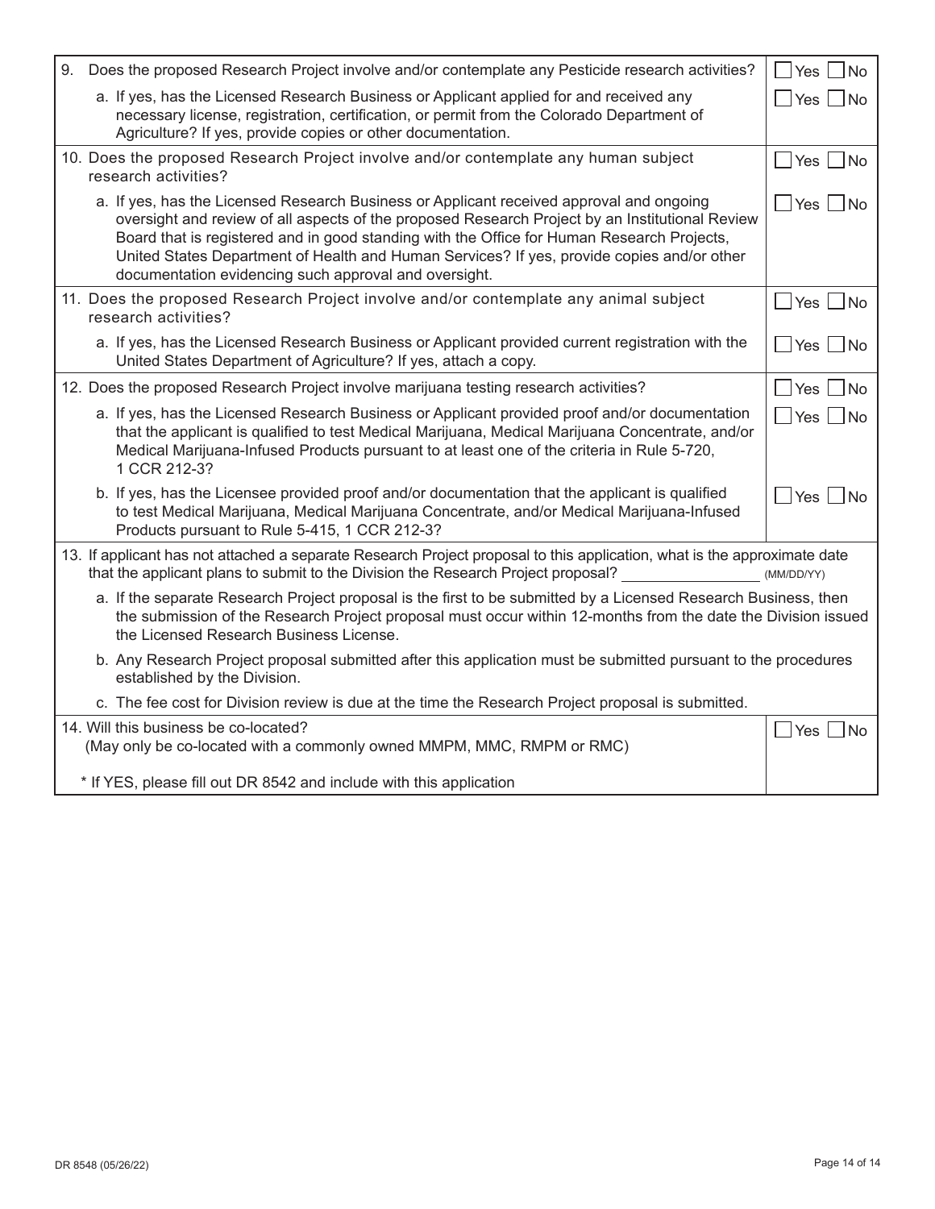| | |
|---|---|
| 9. Does the proposed Research Project involve and/or contemplate any Pesticide research activities? | ☐ Yes ☐ No |
| a. If yes, has the Licensed Research Business or Applicant applied for and received any necessary license, registration, certification, or permit from the Colorado Department of Agriculture? If yes, provide copies or other documentation. | ☐ Yes ☐ No |
| 10. Does the proposed Research Project involve and/or contemplate any human subject research activities? | ☐ Yes ☐ No |
| a. If yes, has the Licensed Research Business or Applicant received approval and ongoing oversight and review of all aspects of the proposed Research Project by an Institutional Review Board that is registered and in good standing with the Office for Human Research Projects, United States Department of Health and Human Services? If yes, provide copies and/or other documentation evidencing such approval and oversight. | ☐ Yes ☐ No |
| 11. Does the proposed Research Project involve and/or contemplate any animal subject research activities? | ☐ Yes ☐ No |
| a. If yes, has the Licensed Research Business or Applicant provided current registration with the United States Department of Agriculture? If yes, attach a copy. | ☐ Yes ☐ No |
| 12. Does the proposed Research Project involve marijuana testing research activities? | ☐ Yes ☐ No |
| a. If yes, has the Licensed Research Business or Applicant provided proof and/or documentation that the applicant is qualified to test Medical Marijuana, Medical Marijuana Concentrate, and/or Medical Marijuana-Infused Products pursuant to at least one of the criteria in Rule 5-720, 1 CCR 212-3? | ☐ Yes ☐ No |
| b. If yes, has the Licensee provided proof and/or documentation that the applicant is qualified to test Medical Marijuana, Medical Marijuana Concentrate, and/or Medical Marijuana-Infused Products pursuant to Rule 5-415, 1 CCR 212-3? | ☐ Yes ☐ No |

13. If applicant has not attached a separate Research Project proposal to this application, what is the approximate date that the applicant plans to submit to the Division the Research Project proposal? ________________ (MM/DD/YY)

a. If the separate Research Project proposal is the first to be submitted by a Licensed Research Business, then the submission of the Research Project proposal must occur within 12-months from the date the Division issued the Licensed Research Business License.

b. Any Research Project proposal submitted after this application must be submitted pursuant to the procedures established by the Division.

c. The fee cost for Division review is due at the time the Research Project proposal is submitted.

| | |
|---|---|
| 14. Will this business be co-located? (May only be co-located with a commonly owned MMPM, MMC, RMPM or RMC) | ☐ Yes ☐ No |
| * If YES, please fill out DR 8542 and include with this application | |

DR 8548 (05/26/22)